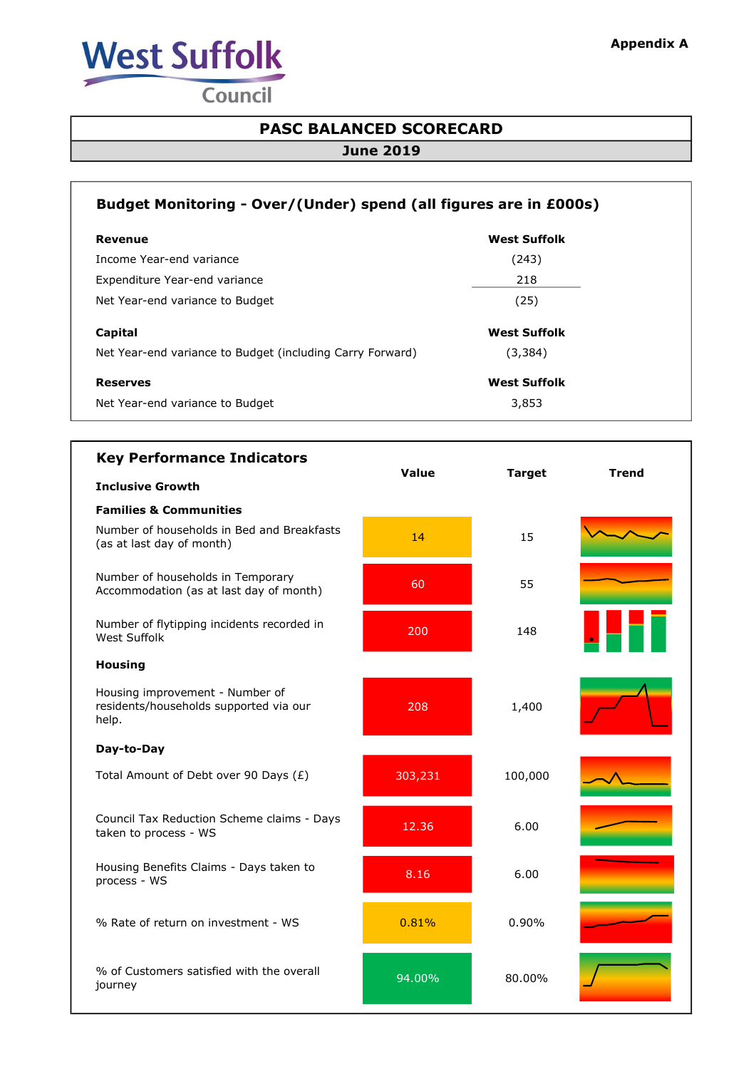West Suffolk Council

**Appendix A**

# PASC BALANCED SCORECARD

## June 2019

### Budget Monitoring - Over/(Under) spend (all figures are in £000s)

| **Revenue** | **West Suffolk** |
|---|---|
| Income Year-end variance | (243) |
| Expenditure Year-end variance | 218 |
| Net Year-end variance to Budget | (25) |
| **Capital** | **West Suffolk** |
| Net Year-end variance to Budget (including Carry Forward) | (3,384) |
| **Reserves** | **West Suffolk** |
| Net Year-end variance to Budget | 3,853 |

### Key Performance Indicators

| | Value | Target | Trend |
|---|---|---|---|
| **Inclusive Growth** | | | |
| **Families & Communities** | | | |
| Number of households in Bed and Breakfasts (as at last day of month) | 14 | 15 | |
| Number of households in Temporary Accommodation (as at last day of month) | 60 | 55 | |
| Number of flytipping incidents recorded in West Suffolk | 200 | 148 | |
| **Housing** | | | |
| Housing improvement - Number of residents/households supported via our help. | 208 | 1,400 | |
| **Day-to-Day** | | | |
| Total Amount of Debt over 90 Days (£) | 303,231 | 100,000 | |
| Council Tax Reduction Scheme claims - Days taken to process - WS | 12.36 | 6.00 | |
| Housing Benefits Claims - Days taken to process - WS | 8.16 | 6.00 | |
| % Rate of return on investment - WS | 0.81% | 0.90% | |
| % of Customers satisfied with the overall journey | 94.00% | 80.00% | |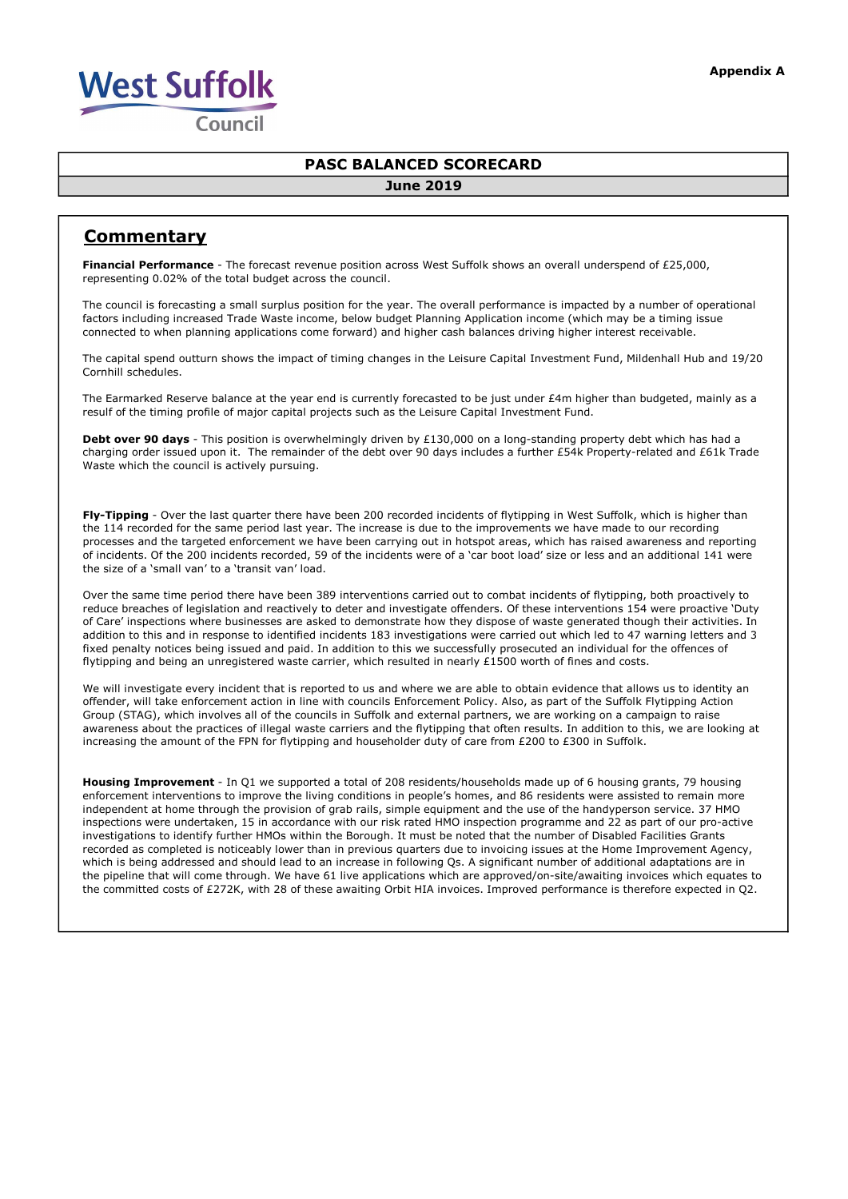Appendix A

West Suffolk Council

# PASC BALANCED SCORECARD

**June 2019**

## Commentary

**Financial Performance** - The forecast revenue position across West Suffolk shows an overall underspend of £25,000, representing 0.02% of the total budget across the council.

The council is forecasting a small surplus position for the year. The overall performance is impacted by a number of operational factors including increased Trade Waste income, below budget Planning Application income (which may be a timing issue connected to when planning applications come forward) and higher cash balances driving higher interest receivable.

The capital spend outturn shows the impact of timing changes in the Leisure Capital Investment Fund, Mildenhall Hub and 19/20 Cornhill schedules.

The Earmarked Reserve balance at the year end is currently forecasted to be just under £4m higher than budgeted, mainly as a resulf of the timing profile of major capital projects such as the Leisure Capital Investment Fund.

**Debt over 90 days** - This position is overwhelmingly driven by £130,000 on a long-standing property debt which has had a charging order issued upon it. The remainder of the debt over 90 days includes a further £54k Property-related and £61k Trade Waste which the council is actively pursuing.

**Fly-Tipping** - Over the last quarter there have been 200 recorded incidents of flytipping in West Suffolk, which is higher than the 114 recorded for the same period last year. The increase is due to the improvements we have made to our recording processes and the targeted enforcement we have been carrying out in hotspot areas, which has raised awareness and reporting of incidents. Of the 200 incidents recorded, 59 of the incidents were of a 'car boot load' size or less and an additional 141 were the size of a 'small van' to a 'transit van' load.

Over the same time period there have been 389 interventions carried out to combat incidents of flytipping, both proactively to reduce breaches of legislation and reactively to deter and investigate offenders. Of these interventions 154 were proactive 'Duty of Care' inspections where businesses are asked to demonstrate how they dispose of waste generated though their activities. In addition to this and in response to identified incidents 183 investigations were carried out which led to 47 warning letters and 3 fixed penalty notices being issued and paid. In addition to this we successfully prosecuted an individual for the offences of flytipping and being an unregistered waste carrier, which resulted in nearly £1500 worth of fines and costs.

We will investigate every incident that is reported to us and where we are able to obtain evidence that allows us to identity an offender, will take enforcement action in line with councils Enforcement Policy. Also, as part of the Suffolk Flytipping Action Group (STAG), which involves all of the councils in Suffolk and external partners, we are working on a campaign to raise awareness about the practices of illegal waste carriers and the flytipping that often results. In addition to this, we are looking at increasing the amount of the FPN for flytipping and householder duty of care from £200 to £300 in Suffolk.

**Housing Improvement** - In Q1 we supported a total of 208 residents/households made up of 6 housing grants, 79 housing enforcement interventions to improve the living conditions in people's homes, and 86 residents were assisted to remain more independent at home through the provision of grab rails, simple equipment and the use of the handyperson service. 37 HMO inspections were undertaken, 15 in accordance with our risk rated HMO inspection programme and 22 as part of our pro-active investigations to identify further HMOs within the Borough. It must be noted that the number of Disabled Facilities Grants recorded as completed is noticeably lower than in previous quarters due to invoicing issues at the Home Improvement Agency, which is being addressed and should lead to an increase in following Qs. A significant number of additional adaptations are in the pipeline that will come through. We have 61 live applications which are approved/on-site/awaiting invoices which equates to the committed costs of £272K, with 28 of these awaiting Orbit HIA invoices. Improved performance is therefore expected in Q2.